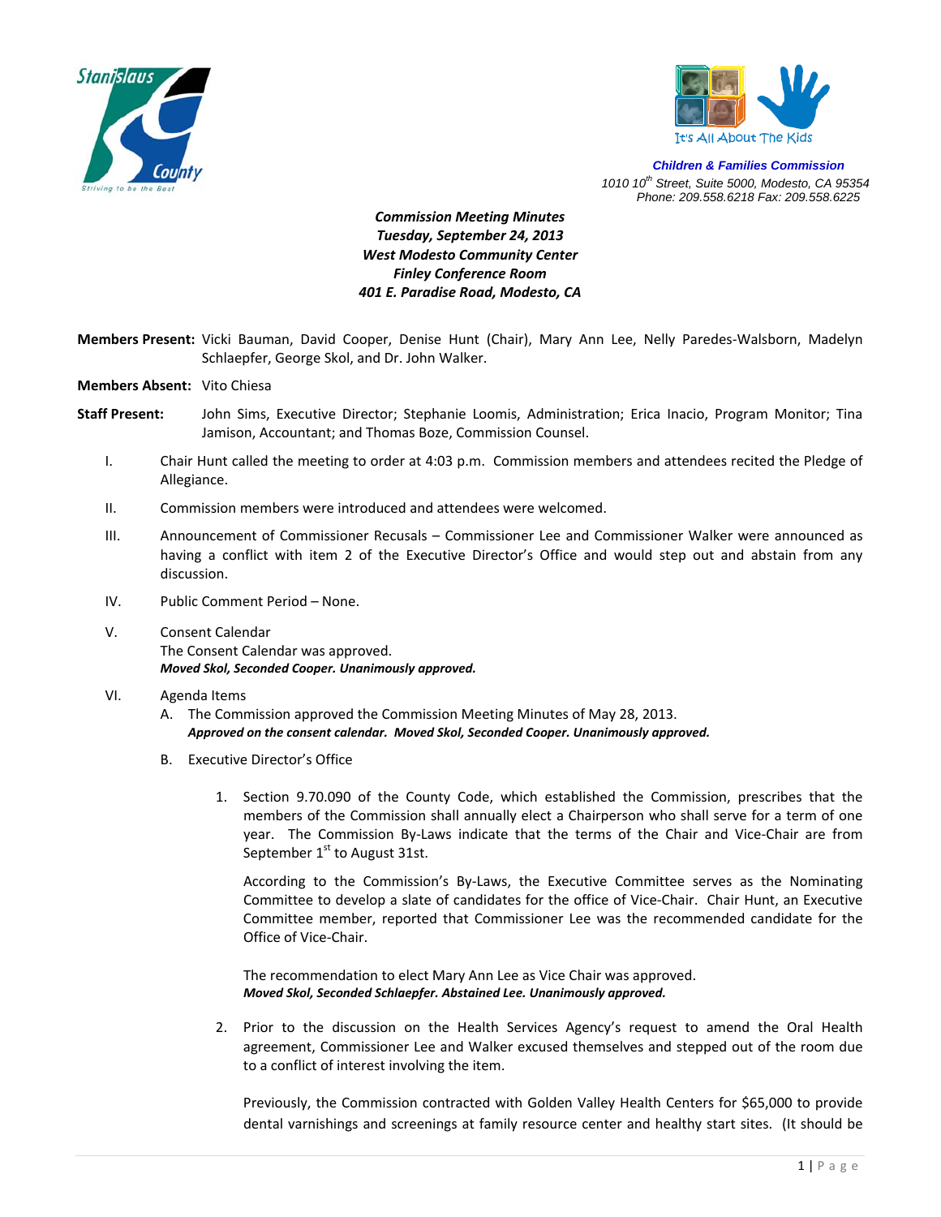Stanislaus County
Striving to be the Best

It's All About The Kids

**Children & Families Commission**
1010 10th Street, Suite 5000, Modesto, CA 95354
Phone: 209.558.6218 Fax: 209.558.6225

***Commission Meeting Minutes***
***Tuesday, September 24, 2013***
***West Modesto Community Center***
***Finley Conference Room***
***401 E. Paradise Road, Modesto, CA***

**Members Present:** Vicki Bauman, David Cooper, Denise Hunt (Chair), Mary Ann Lee, Nelly Paredes-Walsborn, Madelyn Schlaepfer, George Skol, and Dr. John Walker.

**Members Absent:** Vito Chiesa

**Staff Present:** John Sims, Executive Director; Stephanie Loomis, Administration; Erica Inacio, Program Monitor; Tina Jamison, Accountant; and Thomas Boze, Commission Counsel.

I. Chair Hunt called the meeting to order at 4:03 p.m. Commission members and attendees recited the Pledge of Allegiance.

II. Commission members were introduced and attendees were welcomed.

III. Announcement of Commissioner Recusals – Commissioner Lee and Commissioner Walker were announced as having a conflict with item 2 of the Executive Director's Office and would step out and abstain from any discussion.

IV. Public Comment Period – None.

V. Consent Calendar
The Consent Calendar was approved.
***Moved Skol, Seconded Cooper. Unanimously approved.***

VI. Agenda Items

A. The Commission approved the Commission Meeting Minutes of May 28, 2013.
***Approved on the consent calendar. Moved Skol, Seconded Cooper. Unanimously approved.***

B. Executive Director's Office

1. Section 9.70.090 of the County Code, which established the Commission, prescribes that the members of the Commission shall annually elect a Chairperson who shall serve for a term of one year. The Commission By-Laws indicate that the terms of the Chair and Vice-Chair are from September 1st to August 31st.

According to the Commission's By-Laws, the Executive Committee serves as the Nominating Committee to develop a slate of candidates for the office of Vice-Chair. Chair Hunt, an Executive Committee member, reported that Commissioner Lee was the recommended candidate for the Office of Vice-Chair.

The recommendation to elect Mary Ann Lee as Vice Chair was approved.
***Moved Skol, Seconded Schlaepfer. Abstained Lee. Unanimously approved.***

2. Prior to the discussion on the Health Services Agency's request to amend the Oral Health agreement, Commissioner Lee and Walker excused themselves and stepped out of the room due to a conflict of interest involving the item.

Previously, the Commission contracted with Golden Valley Health Centers for $65,000 to provide dental varnishings and screenings at family resource center and healthy start sites. (It should be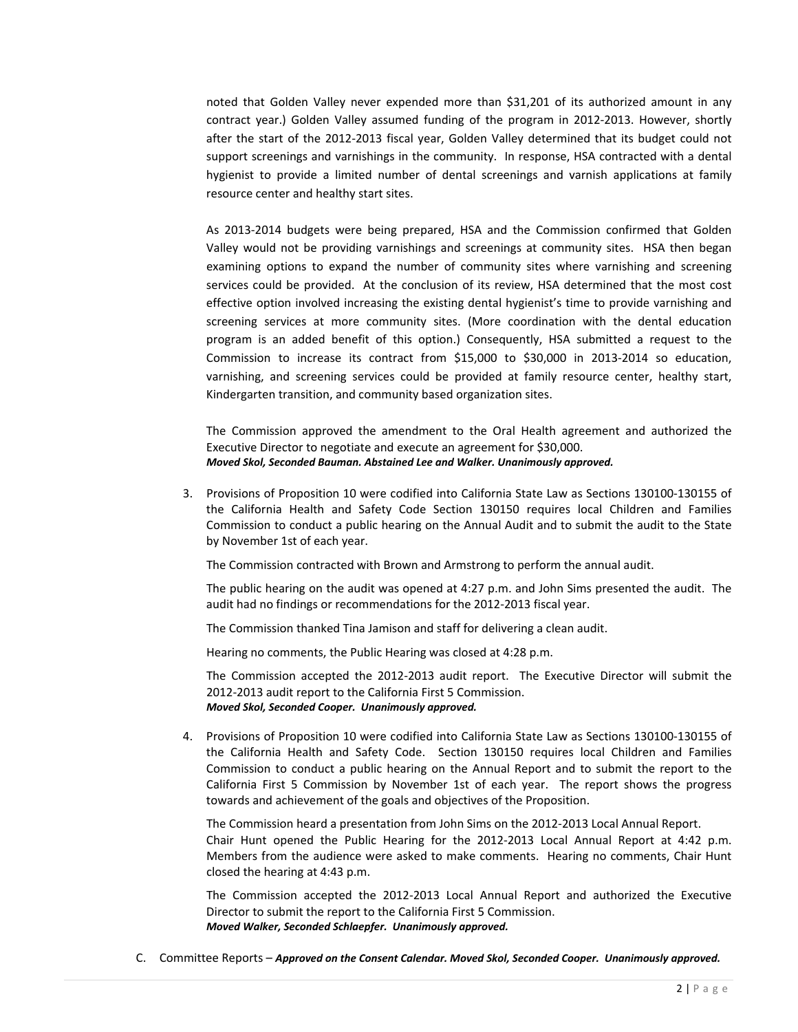noted that Golden Valley never expended more than $31,201 of its authorized amount in any contract year.) Golden Valley assumed funding of the program in 2012-2013. However, shortly after the start of the 2012-2013 fiscal year, Golden Valley determined that its budget could not support screenings and varnishings in the community. In response, HSA contracted with a dental hygienist to provide a limited number of dental screenings and varnish applications at family resource center and healthy start sites.

As 2013-2014 budgets were being prepared, HSA and the Commission confirmed that Golden Valley would not be providing varnishings and screenings at community sites. HSA then began examining options to expand the number of community sites where varnishing and screening services could be provided. At the conclusion of its review, HSA determined that the most cost effective option involved increasing the existing dental hygienist's time to provide varnishing and screening services at more community sites. (More coordination with the dental education program is an added benefit of this option.) Consequently, HSA submitted a request to the Commission to increase its contract from $15,000 to $30,000 in 2013-2014 so education, varnishing, and screening services could be provided at family resource center, healthy start, Kindergarten transition, and community based organization sites.

The Commission approved the amendment to the Oral Health agreement and authorized the Executive Director to negotiate and execute an agreement for $30,000.
***Moved Skol, Seconded Bauman. Abstained Lee and Walker. Unanimously approved.***

3. Provisions of Proposition 10 were codified into California State Law as Sections 130100-130155 of the California Health and Safety Code Section 130150 requires local Children and Families Commission to conduct a public hearing on the Annual Audit and to submit the audit to the State by November 1st of each year.

   The Commission contracted with Brown and Armstrong to perform the annual audit.

   The public hearing on the audit was opened at 4:27 p.m. and John Sims presented the audit. The audit had no findings or recommendations for the 2012-2013 fiscal year.

   The Commission thanked Tina Jamison and staff for delivering a clean audit.

   Hearing no comments, the Public Hearing was closed at 4:28 p.m.

   The Commission accepted the 2012-2013 audit report. The Executive Director will submit the 2012-2013 audit report to the California First 5 Commission.
   ***Moved Skol, Seconded Cooper. Unanimously approved.***

4. Provisions of Proposition 10 were codified into California State Law as Sections 130100-130155 of the California Health and Safety Code. Section 130150 requires local Children and Families Commission to conduct a public hearing on the Annual Report and to submit the report to the California First 5 Commission by November 1st of each year. The report shows the progress towards and achievement of the goals and objectives of the Proposition.

   The Commission heard a presentation from John Sims on the 2012-2013 Local Annual Report.
   Chair Hunt opened the Public Hearing for the 2012-2013 Local Annual Report at 4:42 p.m. Members from the audience were asked to make comments. Hearing no comments, Chair Hunt closed the hearing at 4:43 p.m.

   The Commission accepted the 2012-2013 Local Annual Report and authorized the Executive Director to submit the report to the California First 5 Commission.
   ***Moved Walker, Seconded Schlaepfer. Unanimously approved.***

C. Committee Reports – ***Approved on the Consent Calendar. Moved Skol, Seconded Cooper. Unanimously approved.***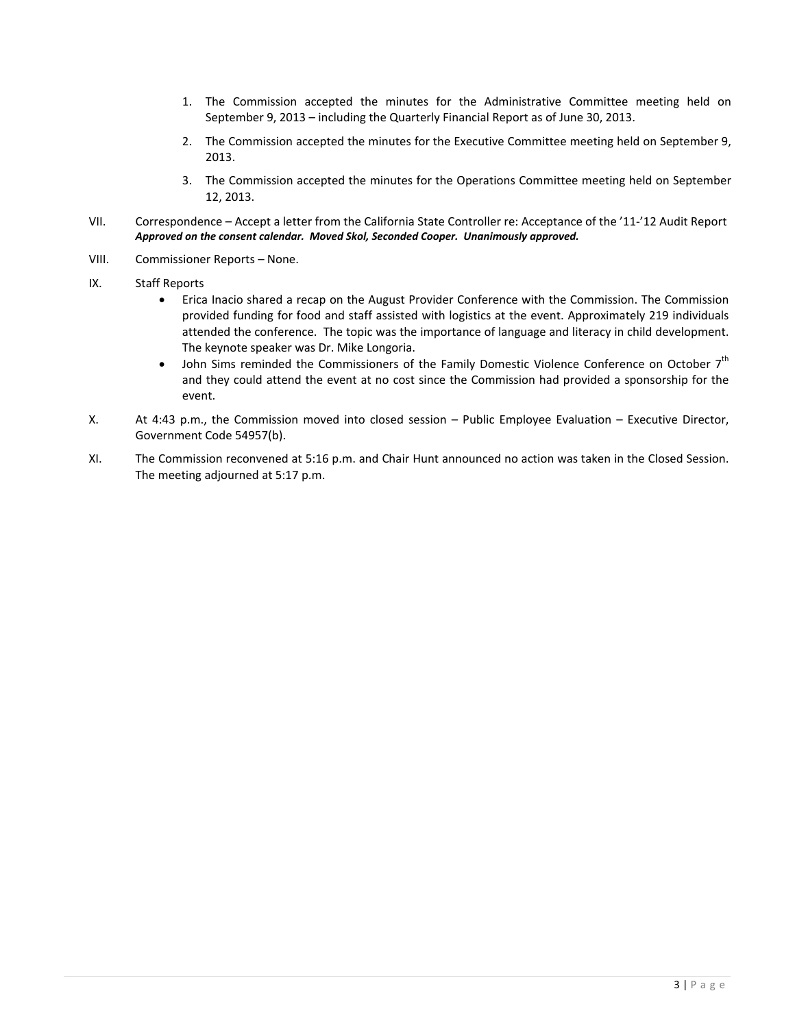1. The Commission accepted the minutes for the Administrative Committee meeting held on September 9, 2013 – including the Quarterly Financial Report as of June 30, 2013.
2. The Commission accepted the minutes for the Executive Committee meeting held on September 9, 2013.
3. The Commission accepted the minutes for the Operations Committee meeting held on September 12, 2013.

VII. Correspondence – Accept a letter from the California State Controller re: Acceptance of the '11-'12 Audit Report
***Approved on the consent calendar. Moved Skol, Seconded Cooper. Unanimously approved.***

VIII. Commissioner Reports – None.

IX. Staff Reports

- Erica Inacio shared a recap on the August Provider Conference with the Commission. The Commission provided funding for food and staff assisted with logistics at the event. Approximately 219 individuals attended the conference. The topic was the importance of language and literacy in child development. The keynote speaker was Dr. Mike Longoria.
- John Sims reminded the Commissioners of the Family Domestic Violence Conference on October 7th and they could attend the event at no cost since the Commission had provided a sponsorship for the event.

X. At 4:43 p.m., the Commission moved into closed session – Public Employee Evaluation – Executive Director, Government Code 54957(b).

XI. The Commission reconvened at 5:16 p.m. and Chair Hunt announced no action was taken in the Closed Session. The meeting adjourned at 5:17 p.m.